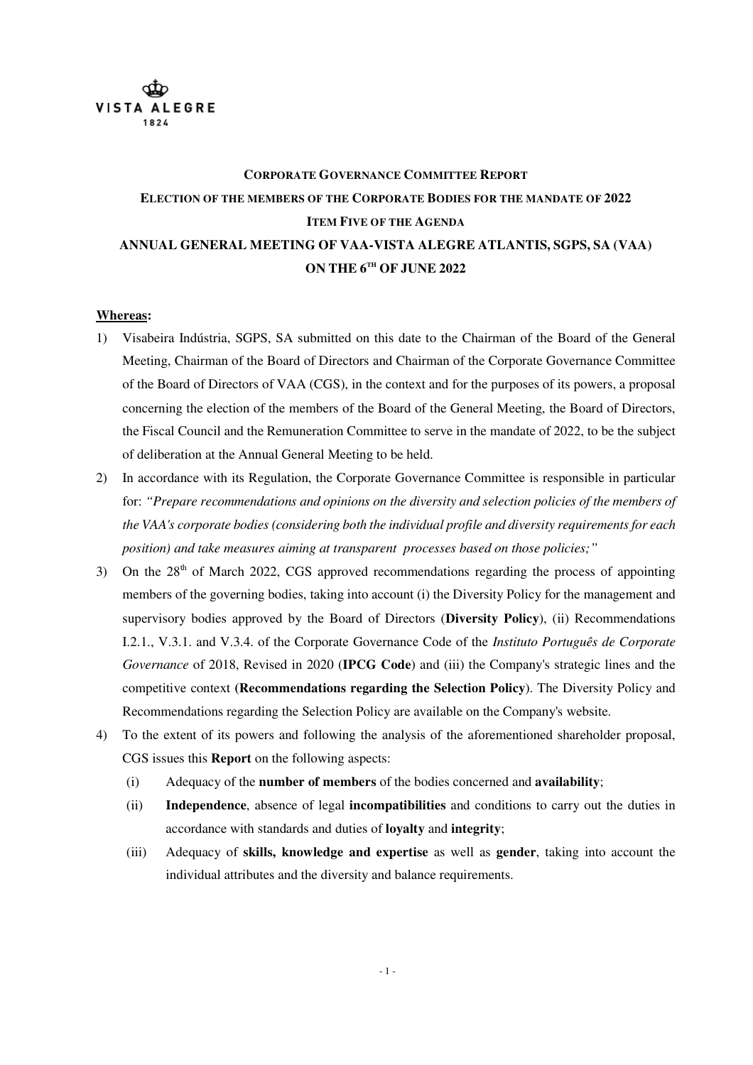VISTA ALEGRE

1824

# CORPORATE GOVERNANCE COMMITTEE REPORT

## ELECTION OF THE MEMBERS OF THE CORPORATE BODIES FOR THE MANDATE OF 2022

## ITEM FIVE OF THE AGENDA

## ANNUAL GENERAL MEETING OF VAA-VISTA ALEGRE ATLANTIS, SGPS, SA (VAA) ON THE 6TH OF JUNE 2022

**Whereas:**

1) Visabeira Indústria, SGPS, SA submitted on this date to the Chairman of the Board of the General Meeting, Chairman of the Board of Directors and Chairman of the Corporate Governance Committee of the Board of Directors of VAA (CGS), in the context and for the purposes of its powers, a proposal concerning the election of the members of the Board of the General Meeting, the Board of Directors, the Fiscal Council and the Remuneration Committee to serve in the mandate of 2022, to be the subject of deliberation at the Annual General Meeting to be held.
2) In accordance with its Regulation, the Corporate Governance Committee is responsible in particular for: *"Prepare recommendations and opinions on the diversity and selection policies of the members of the VAA's corporate bodies (considering both the individual profile and diversity requirements for each position) and take measures aiming at transparent processes based on those policies;"*
3) On the 28th of March 2022, CGS approved recommendations regarding the process of appointing members of the governing bodies, taking into account (i) the Diversity Policy for the management and supervisory bodies approved by the Board of Directors (**Diversity Policy**), (ii) Recommendations I.2.1., V.3.1. and V.3.4. of the Corporate Governance Code of the *Instituto Português de Corporate Governance* of 2018, Revised in 2020 (**IPCG Code**) and (iii) the Company's strategic lines and the competitive context (**Recommendations regarding the Selection Policy**). The Diversity Policy and Recommendations regarding the Selection Policy are available on the Company's website.
4) To the extent of its powers and following the analysis of the aforementioned shareholder proposal, CGS issues this **Report** on the following aspects:
   (i) Adequacy of the **number of members** of the bodies concerned and **availability**;
   (ii) **Independence**, absence of legal **incompatibilities** and conditions to carry out the duties in accordance with standards and duties of **loyalty** and **integrity**;
   (iii) Adequacy of **skills, knowledge and expertise** as well as **gender**, taking into account the individual attributes and the diversity and balance requirements.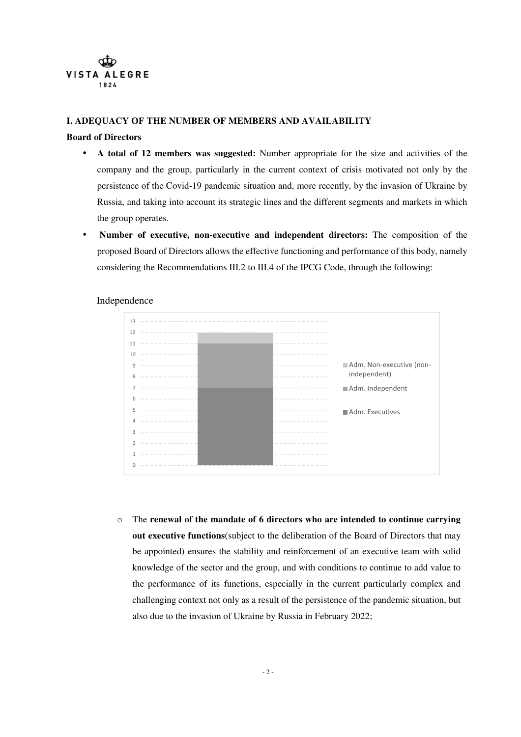**I. ADEQUACY OF THE NUMBER OF MEMBERS AND AVAILABILITY**

**Board of Directors**

- **A total of 12 members was suggested:** Number appropriate for the size and activities of the company and the group, particularly in the current context of crisis motivated not only by the persistence of the Covid-19 pandemic situation and, more recently, by the invasion of Ukraine by Russia, and taking into account its strategic lines and the different segments and markets in which the group operates.
- **Number of executive, non-executive and independent directors:** The composition of the proposed Board of Directors allows the effective functioning and performance of this body, namely considering the Recommendations III.2 to III.4 of the IPCG Code, through the following:

Independence

| Category | Number |
| --- | --- |
| Adm. Executives | 7 |
| Adm. Independent | 4 |
| Adm. Non-executive (non-independent) | 1 |

  - The **renewal of the mandate of 6 directors who are intended to continue carrying out executive functions**(subject to the deliberation of the Board of Directors that may be appointed) ensures the stability and reinforcement of an executive team with solid knowledge of the sector and the group, and with conditions to continue to add value to the performance of its functions, especially in the current particularly complex and challenging context not only as a result of the persistence of the pandemic situation, but also due to the invasion of Ukraine by Russia in February 2022;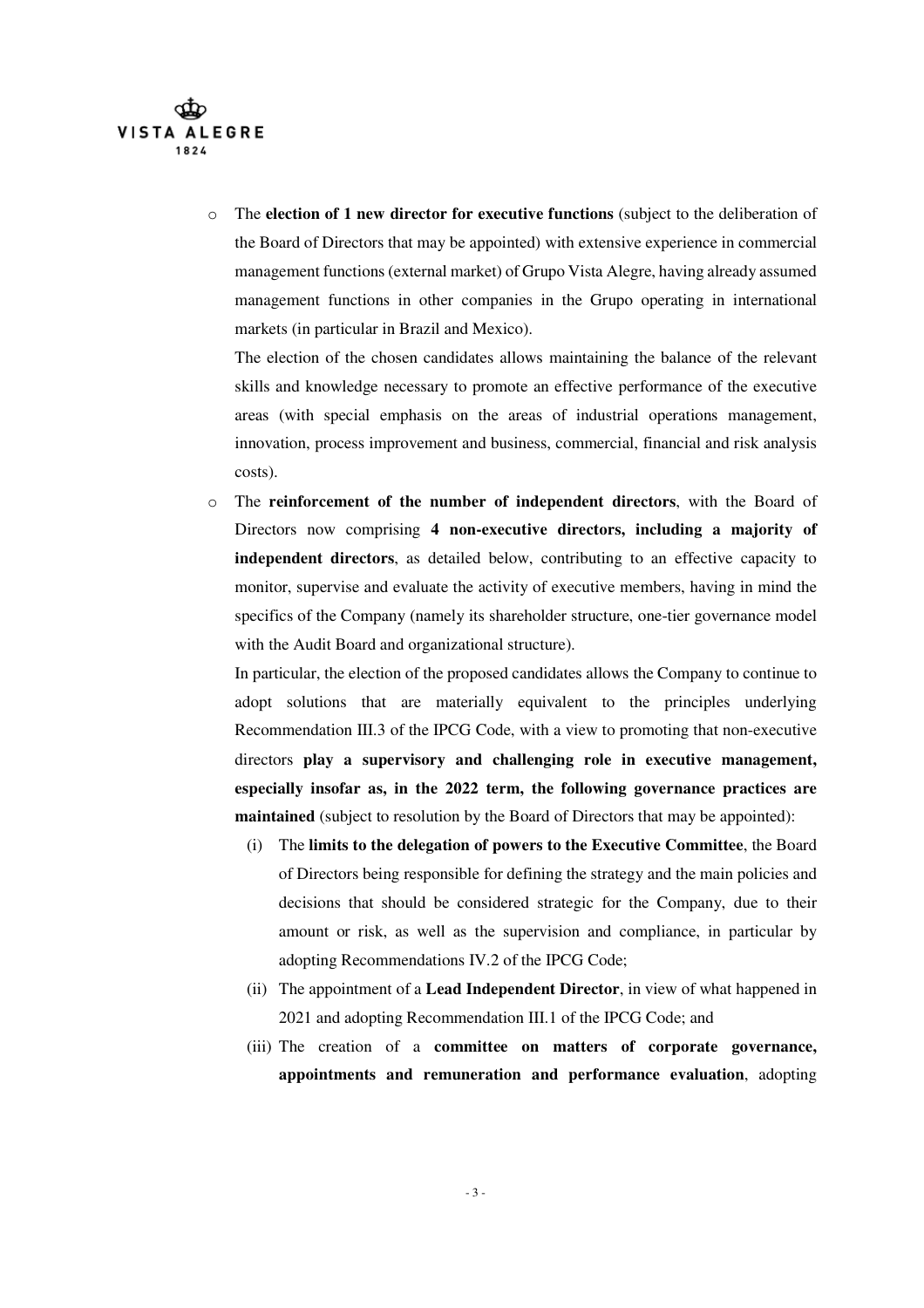- The **election of 1 new director for executive functions** (subject to the deliberation of the Board of Directors that may be appointed) with extensive experience in commercial management functions (external market) of Grupo Vista Alegre, having already assumed management functions in other companies in the Grupo operating in international markets (in particular in Brazil and Mexico).

  The election of the chosen candidates allows maintaining the balance of the relevant skills and knowledge necessary to promote an effective performance of the executive areas (with special emphasis on the areas of industrial operations management, innovation, process improvement and business, commercial, financial and risk analysis costs).

- The **reinforcement of the number of independent directors**, with the Board of Directors now comprising **4 non-executive directors, including a majority of independent directors**, as detailed below, contributing to an effective capacity to monitor, supervise and evaluate the activity of executive members, having in mind the specifics of the Company (namely its shareholder structure, one-tier governance model with the Audit Board and organizational structure).

  In particular, the election of the proposed candidates allows the Company to continue to adopt solutions that are materially equivalent to the principles underlying Recommendation III.3 of the IPCG Code, with a view to promoting that non-executive directors **play a supervisory and challenging role in executive management, especially insofar as, in the 2022 term, the following governance practices are maintained** (subject to resolution by the Board of Directors that may be appointed):

  (i) The **limits to the delegation of powers to the Executive Committee**, the Board of Directors being responsible for defining the strategy and the main policies and decisions that should be considered strategic for the Company, due to their amount or risk, as well as the supervision and compliance, in particular by adopting Recommendations IV.2 of the IPCG Code;

  (ii) The appointment of a **Lead Independent Director**, in view of what happened in 2021 and adopting Recommendation III.1 of the IPCG Code; and

  (iii) The creation of a **committee on matters of corporate governance, appointments and remuneration and performance evaluation**, adopting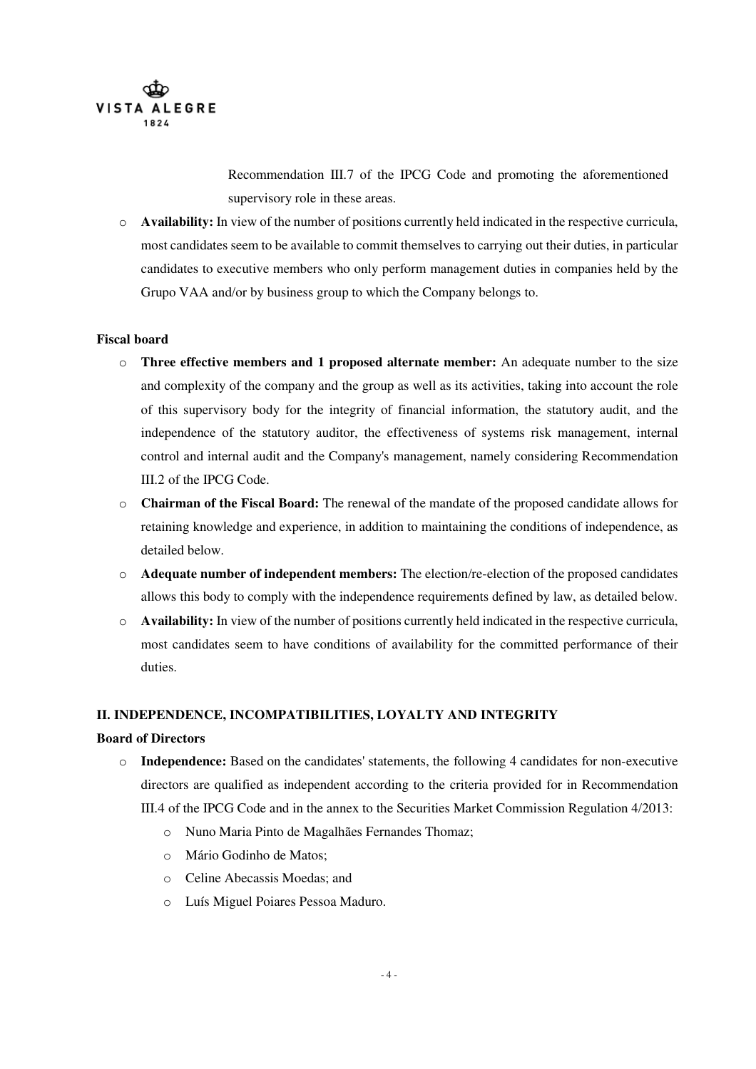Recommendation III.7 of the IPCG Code and promoting the aforementioned supervisory role in these areas.

- **Availability:** In view of the number of positions currently held indicated in the respective curricula, most candidates seem to be available to commit themselves to carrying out their duties, in particular candidates to executive members who only perform management duties in companies held by the Grupo VAA and/or by business group to which the Company belongs to.

**Fiscal board**

- **Three effective members and 1 proposed alternate member:** An adequate number to the size and complexity of the company and the group as well as its activities, taking into account the role of this supervisory body for the integrity of financial information, the statutory audit, and the independence of the statutory auditor, the effectiveness of systems risk management, internal control and internal audit and the Company's management, namely considering Recommendation III.2 of the IPCG Code.
- **Chairman of the Fiscal Board:** The renewal of the mandate of the proposed candidate allows for retaining knowledge and experience, in addition to maintaining the conditions of independence, as detailed below.
- **Adequate number of independent members:** The election/re-election of the proposed candidates allows this body to comply with the independence requirements defined by law, as detailed below.
- **Availability:** In view of the number of positions currently held indicated in the respective curricula, most candidates seem to have conditions of availability for the committed performance of their duties.

**II. INDEPENDENCE, INCOMPATIBILITIES, LOYALTY AND INTEGRITY**

**Board of Directors**

- **Independence:** Based on the candidates' statements, the following 4 candidates for non-executive directors are qualified as independent according to the criteria provided for in Recommendation III.4 of the IPCG Code and in the annex to the Securities Market Commission Regulation 4/2013:
    - Nuno Maria Pinto de Magalhães Fernandes Thomaz;
    - Mário Godinho de Matos;
    - Celine Abecassis Moedas; and
    - Luís Miguel Poiares Pessoa Maduro.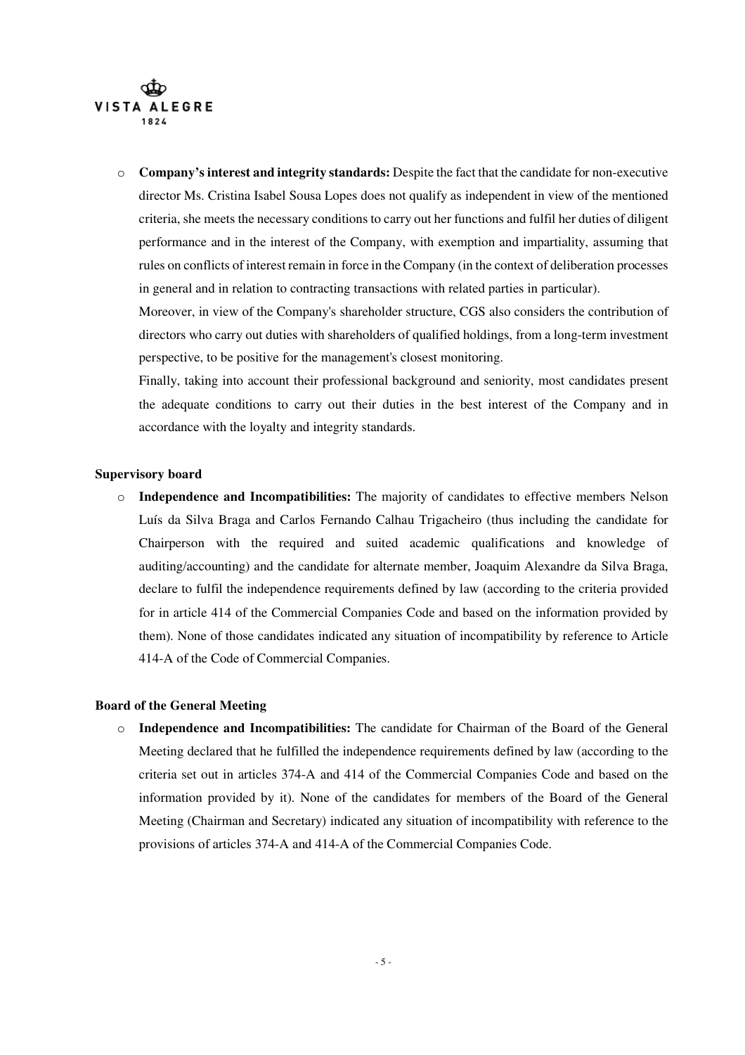- **Company's interest and integrity standards:** Despite the fact that the candidate for non-executive director Ms. Cristina Isabel Sousa Lopes does not qualify as independent in view of the mentioned criteria, she meets the necessary conditions to carry out her functions and fulfil her duties of diligent performance and in the interest of the Company, with exemption and impartiality, assuming that rules on conflicts of interest remain in force in the Company (in the context of deliberation processes in general and in relation to contracting transactions with related parties in particular).

  Moreover, in view of the Company's shareholder structure, CGS also considers the contribution of directors who carry out duties with shareholders of qualified holdings, from a long-term investment perspective, to be positive for the management's closest monitoring.

  Finally, taking into account their professional background and seniority, most candidates present the adequate conditions to carry out their duties in the best interest of the Company and in accordance with the loyalty and integrity standards.

**Supervisory board**

- **Independence and Incompatibilities:** The majority of candidates to effective members Nelson Luís da Silva Braga and Carlos Fernando Calhau Trigacheiro (thus including the candidate for Chairperson with the required and suited academic qualifications and knowledge of auditing/accounting) and the candidate for alternate member, Joaquim Alexandre da Silva Braga, declare to fulfil the independence requirements defined by law (according to the criteria provided for in article 414 of the Commercial Companies Code and based on the information provided by them). None of those candidates indicated any situation of incompatibility by reference to Article 414-A of the Code of Commercial Companies.

**Board of the General Meeting**

- **Independence and Incompatibilities:** The candidate for Chairman of the Board of the General Meeting declared that he fulfilled the independence requirements defined by law (according to the criteria set out in articles 374-A and 414 of the Commercial Companies Code and based on the information provided by it). None of the candidates for members of the Board of the General Meeting (Chairman and Secretary) indicated any situation of incompatibility with reference to the provisions of articles 374-A and 414-A of the Commercial Companies Code.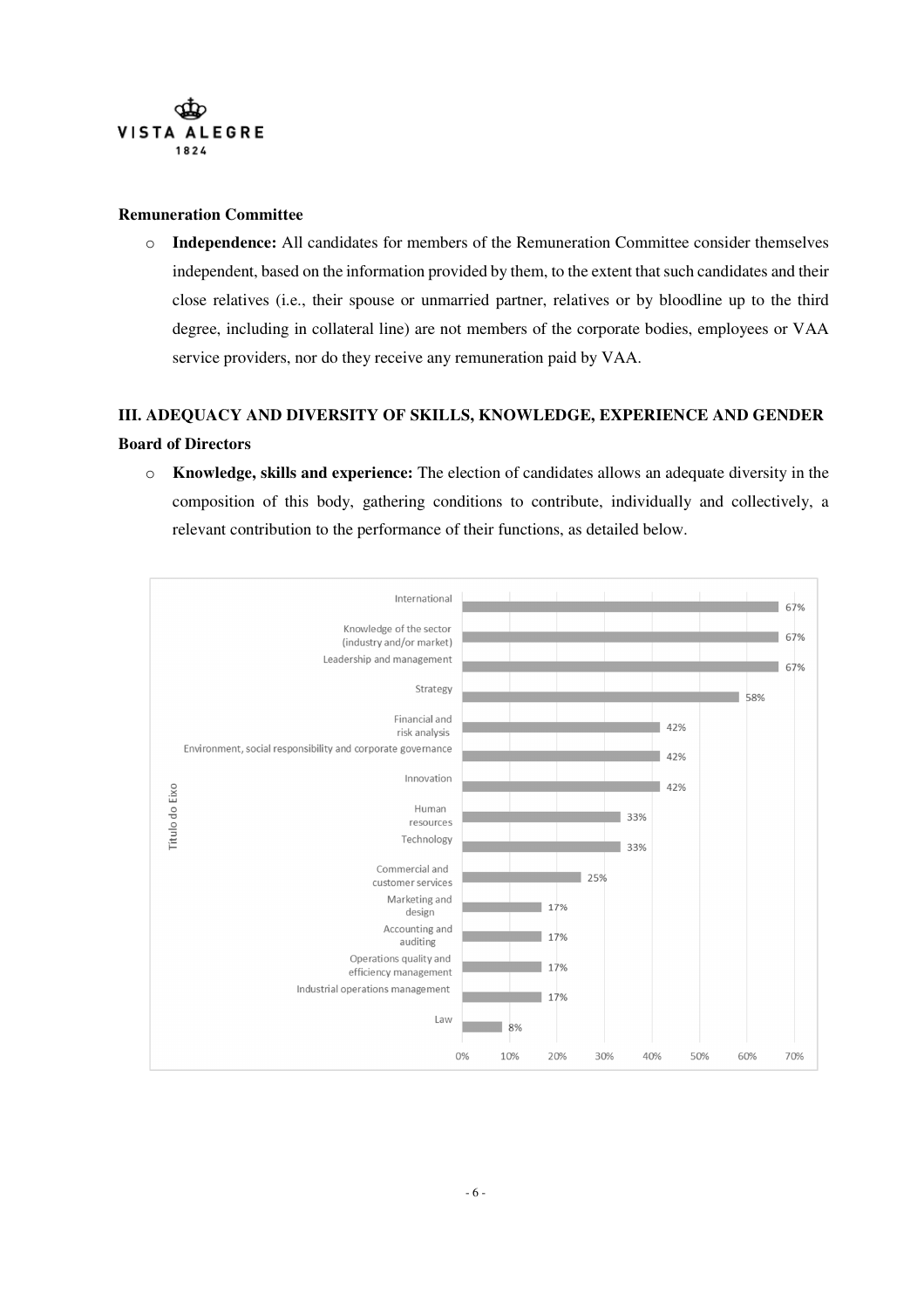**Remuneration Committee**

- **Independence:** All candidates for members of the Remuneration Committee consider themselves independent, based on the information provided by them, to the extent that such candidates and their close relatives (i.e., their spouse or unmarried partner, relatives or by bloodline up to the third degree, including in collateral line) are not members of the corporate bodies, employees or VAA service providers, nor do they receive any remuneration paid by VAA.

## III. ADEQUACY AND DIVERSITY OF SKILLS, KNOWLEDGE, EXPERIENCE AND GENDER

**Board of Directors**

- **Knowledge, skills and experience:** The election of candidates allows an adequate diversity in the composition of this body, gathering conditions to contribute, individually and collectively, a relevant contribution to the performance of their functions, as detailed below.

| Título do Eixo | % |
|---|---|
| International | 67% |
| Knowledge of the sector (industry and/or market) | 67% |
| Leadership and management | 67% |
| Strategy | 58% |
| Financial and risk analysis | 42% |
| Environment, social responsibility and corporate governance | 42% |
| Innovation | 42% |
| Human resources | 33% |
| Technology | 33% |
| Commercial and customer services | 25% |
| Marketing and design | 17% |
| Accounting and auditing | 17% |
| Operations quality and efficiency management | 17% |
| Industrial operations management | 17% |
| Law | 8% |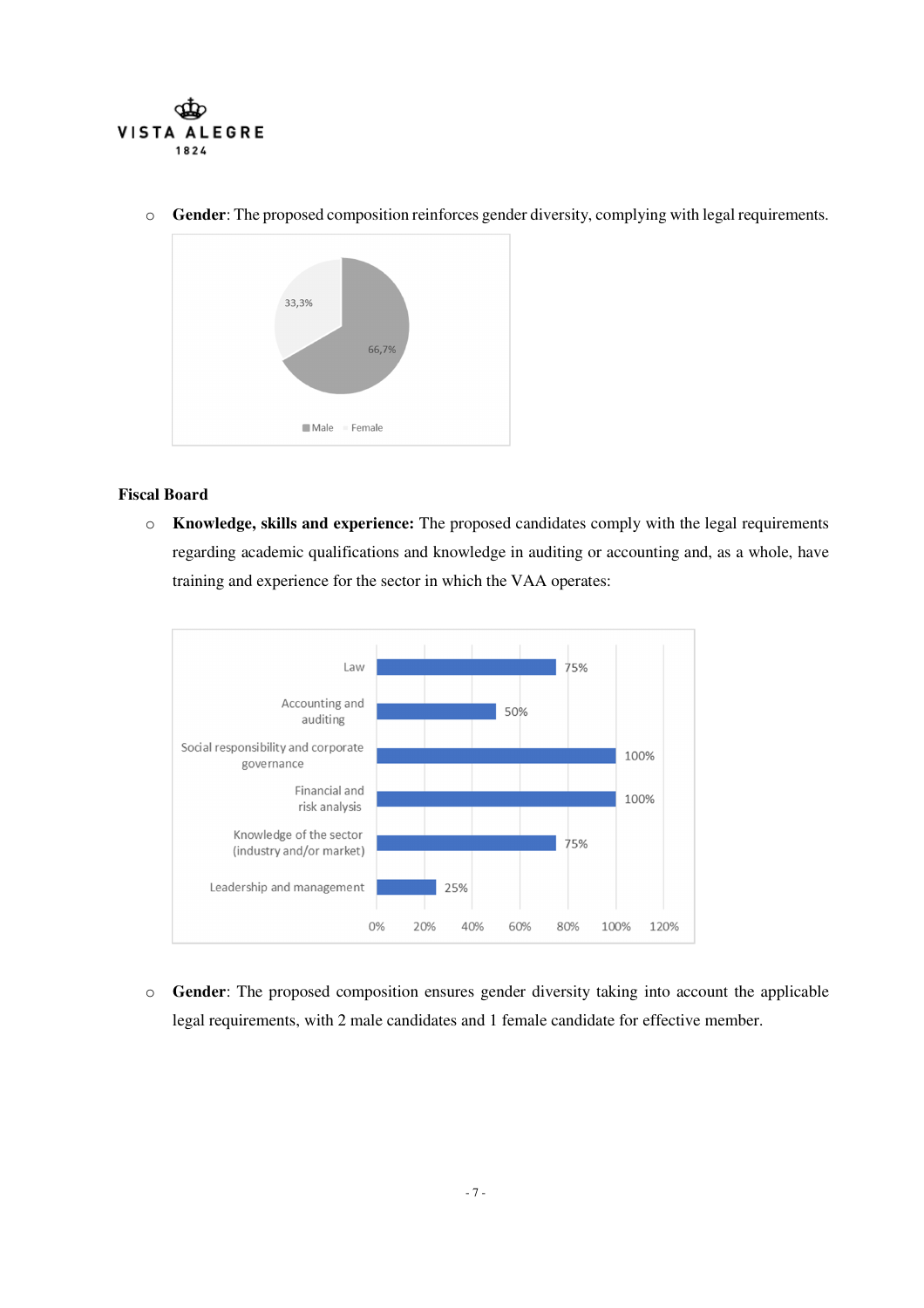- **Gender**: The proposed composition reinforces gender diversity, complying with legal requirements.

| | |
|---|---|
| Male | 66,7% |
| Female | 33,3% |

**Fiscal Board**

- **Knowledge, skills and experience:** The proposed candidates comply with the legal requirements regarding academic qualifications and knowledge in auditing or accounting and, as a whole, have training and experience for the sector in which the VAA operates:

| | |
|---|---|
| Law | 75% |
| Accounting and auditing | 50% |
| Social responsibility and corporate governance | 100% |
| Financial and risk analysis | 100% |
| Knowledge of the sector (industry and/or market) | 75% |
| Leadership and management | 25% |

- **Gender**: The proposed composition ensures gender diversity taking into account the applicable legal requirements, with 2 male candidates and 1 female candidate for effective member.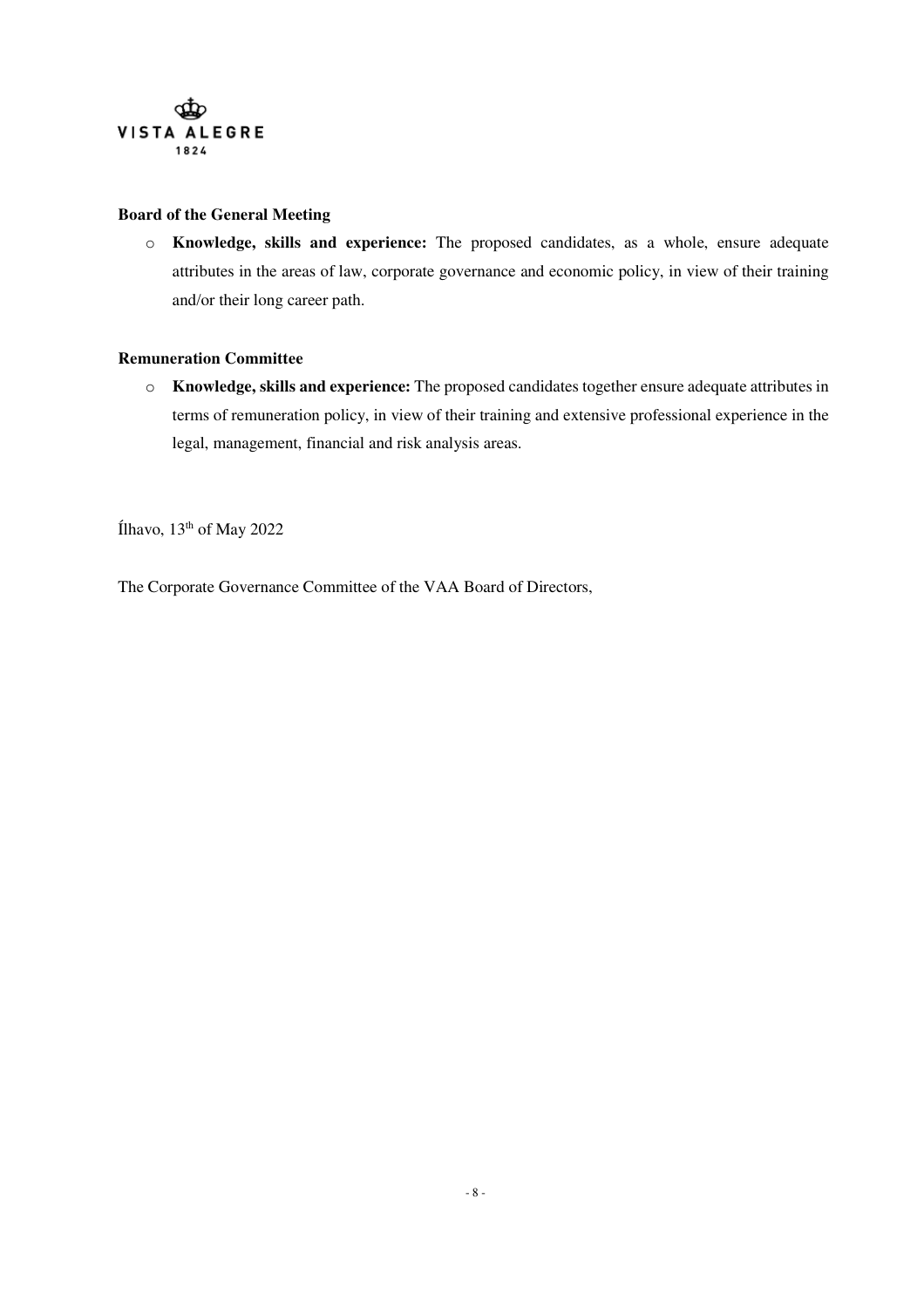**Board of the General Meeting**

- **Knowledge, skills and experience:** The proposed candidates, as a whole, ensure adequate attributes in the areas of law, corporate governance and economic policy, in view of their training and/or their long career path.

**Remuneration Committee**

- **Knowledge, skills and experience:** The proposed candidates together ensure adequate attributes in terms of remuneration policy, in view of their training and extensive professional experience in the legal, management, financial and risk analysis areas.

Ílhavo, 13th of May 2022

The Corporate Governance Committee of the VAA Board of Directors,